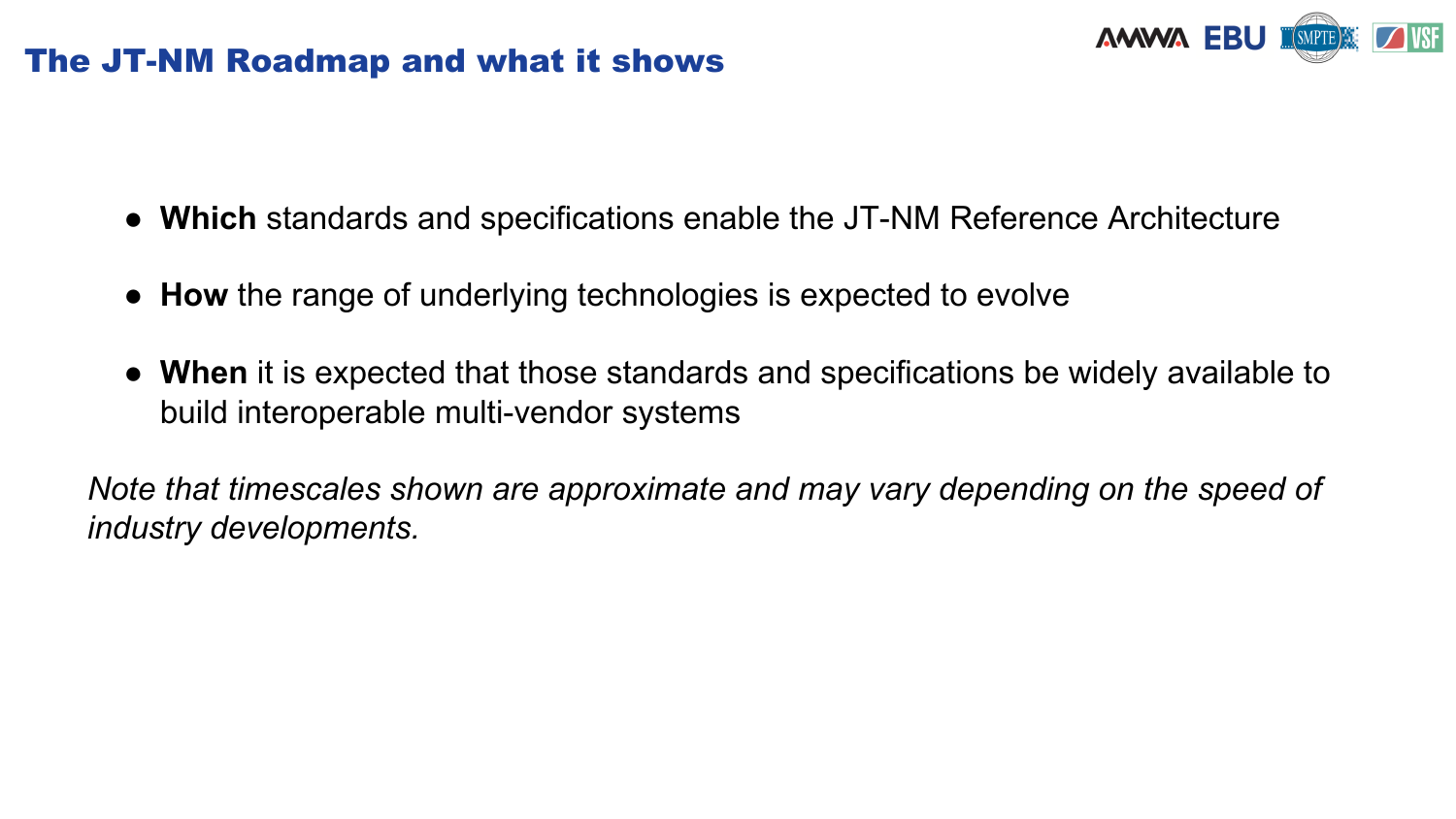# The JT-NM Roadmap and what it shows

- **Which** standards and specifications enable the JT-NM Reference Architecture
- **How** the range of underlying technologies is expected to evolve
- **When** it is expected that those standards and specifications be widely available to build interoperable multi-vendor systems

*Note that timescales shown are approximate and may vary depending on the speed of industry developments.*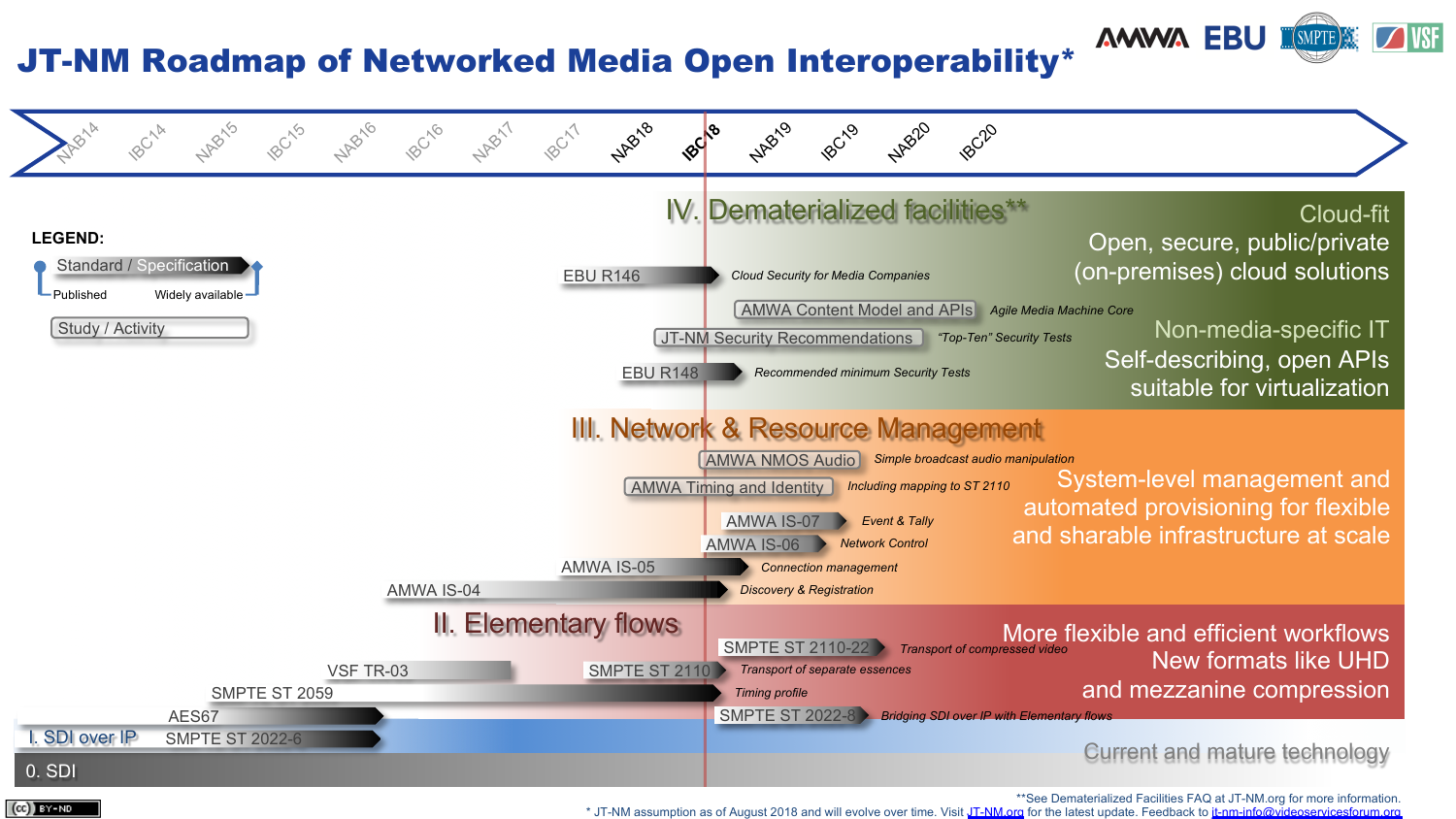# JT-NM Roadmap of Networked Media Open Interoperability*

AMWA EBU SMPTE VSF

NAB14 | IBC14 | NAB15 | IBC15 | NAB16 | IBC16 | NAB17 | IBC17 | NAB18 | IBC18 | NAB19 | IBC19 | NAB20 | IBC20

**LEGEND:**

- Standard / Specification (Published → Widely available)
- Study / Activity

## IV. Dematerialized facilities**

Cloud-fit
Open, secure, public/private (on-premises) cloud solutions

Non-media-specific IT
Self-describing, open APIs suitable for virtualization

- EBU R146 — *Cloud Security for Media Companies*
- AMWA Content Model and APIs — *Agile Media Machine Core*
- JT-NM Security Recommendations — *"Top-Ten" Security Tests*
- EBU R148 — *Recommended minimum Security Tests*

## III. Network & Resource Management

System-level management and automated provisioning for flexible and sharable infrastructure at scale

- AMWA NMOS Audio — *Simple broadcast audio manipulation*
- AMWA Timing and Identity — *Including mapping to ST 2110*
- AMWA IS-07 — *Event & Tally*
- AMWA IS-06 — *Network Control*
- AMWA IS-05 — *Connection management*
- AMWA IS-04 — *Discovery & Registration*

## II. Elementary flows

More flexible and efficient workflows
New formats like UHD and mezzanine compression

- SMPTE ST 2110-22 — *Transport of compressed video*
- VSF TR-03
- SMPTE ST 2110 — *Transport of separate essences*
- SMPTE ST 2059 — *Timing profile*
- AES67
- SMPTE ST 2022-8 — *Bridging SDI over IP with Elementary flows*

## I. SDI over IP

- SMPTE ST 2022-6

Current and mature technology

## 0. SDI

**See Dematerialized Facilities FAQ at JT-NM.org for more information.

\* JT-NM assumption as of August 2018 and will evolve over time. Visit JT-NM.org for the latest update. Feedback to jt-nm-info@videoservicesforum.org

(cc) BY-ND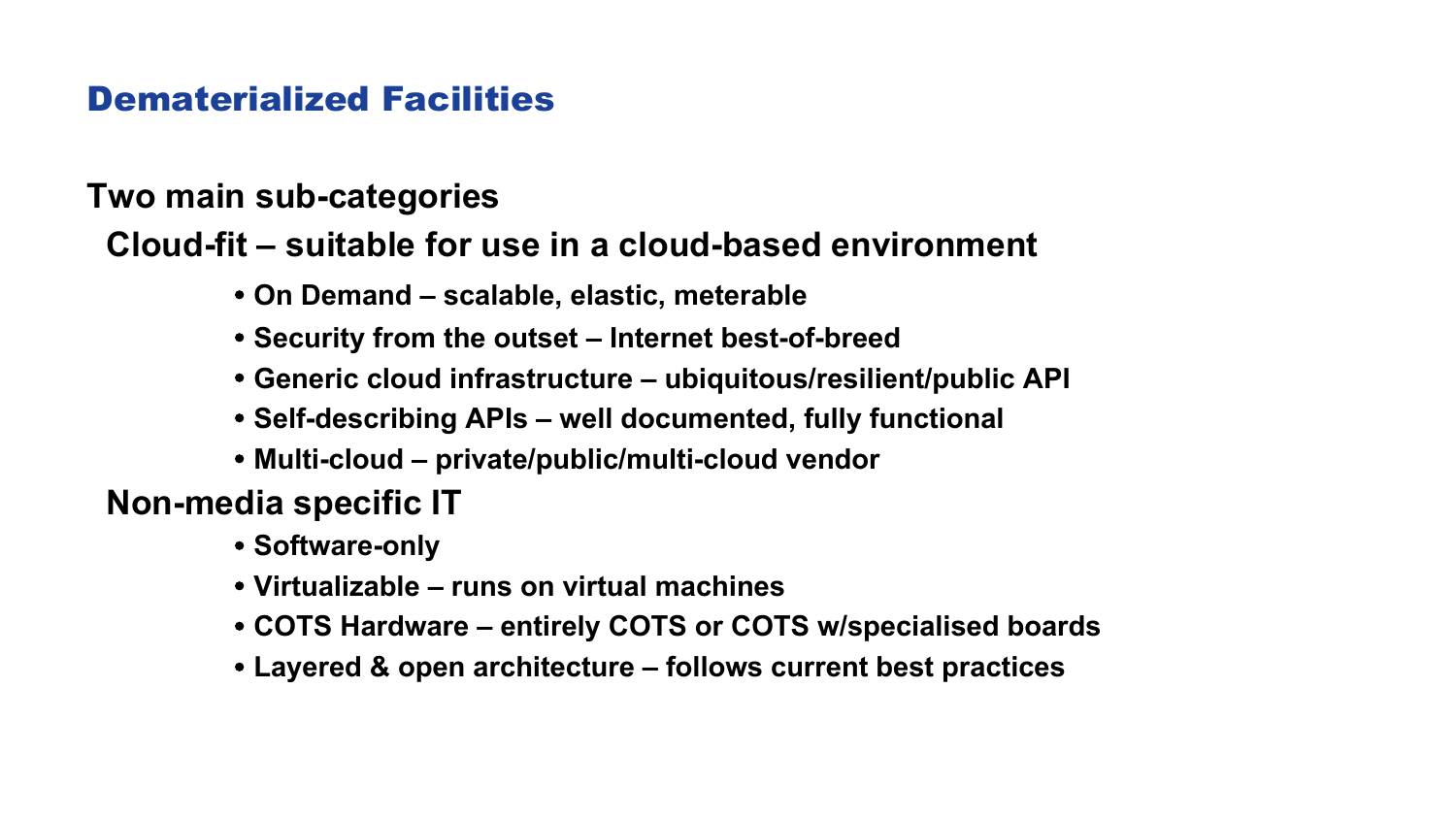# Dematerialized Facilities

**Two main sub-categories**

**Cloud-fit – suitable for use in a cloud-based environment**

- **On Demand – scalable, elastic, meterable**
- **Security from the outset – Internet best-of-breed**
- **Generic cloud infrastructure – ubiquitous/resilient/public API**
- **Self-describing APIs – well documented, fully functional**
- **Multi-cloud – private/public/multi-cloud vendor**

**Non-media specific IT**

- **Software-only**
- **Virtualizable – runs on virtual machines**
- **COTS Hardware – entirely COTS or COTS w/specialised boards**
- **Layered & open architecture – follows current best practices**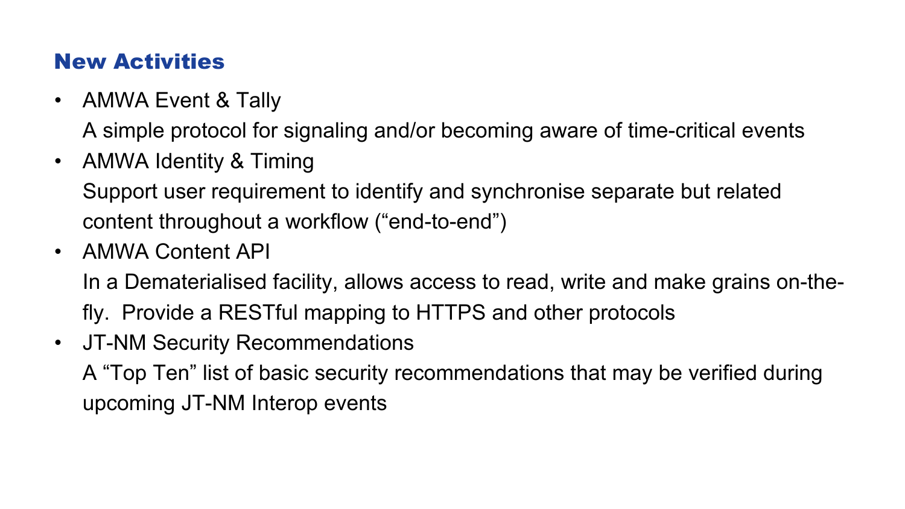## New Activities

- AMWA Event & Tally
  A simple protocol for signaling and/or becoming aware of time-critical events
- AMWA Identity & Timing
  Support user requirement to identify and synchronise separate but related content throughout a workflow ("end-to-end")
- AMWA Content API
  In a Dematerialised facility, allows access to read, write and make grains on-the-fly.  Provide a RESTful mapping to HTTPS and other protocols
- JT-NM Security Recommendations
  A "Top Ten" list of basic security recommendations that may be verified during upcoming JT-NM Interop events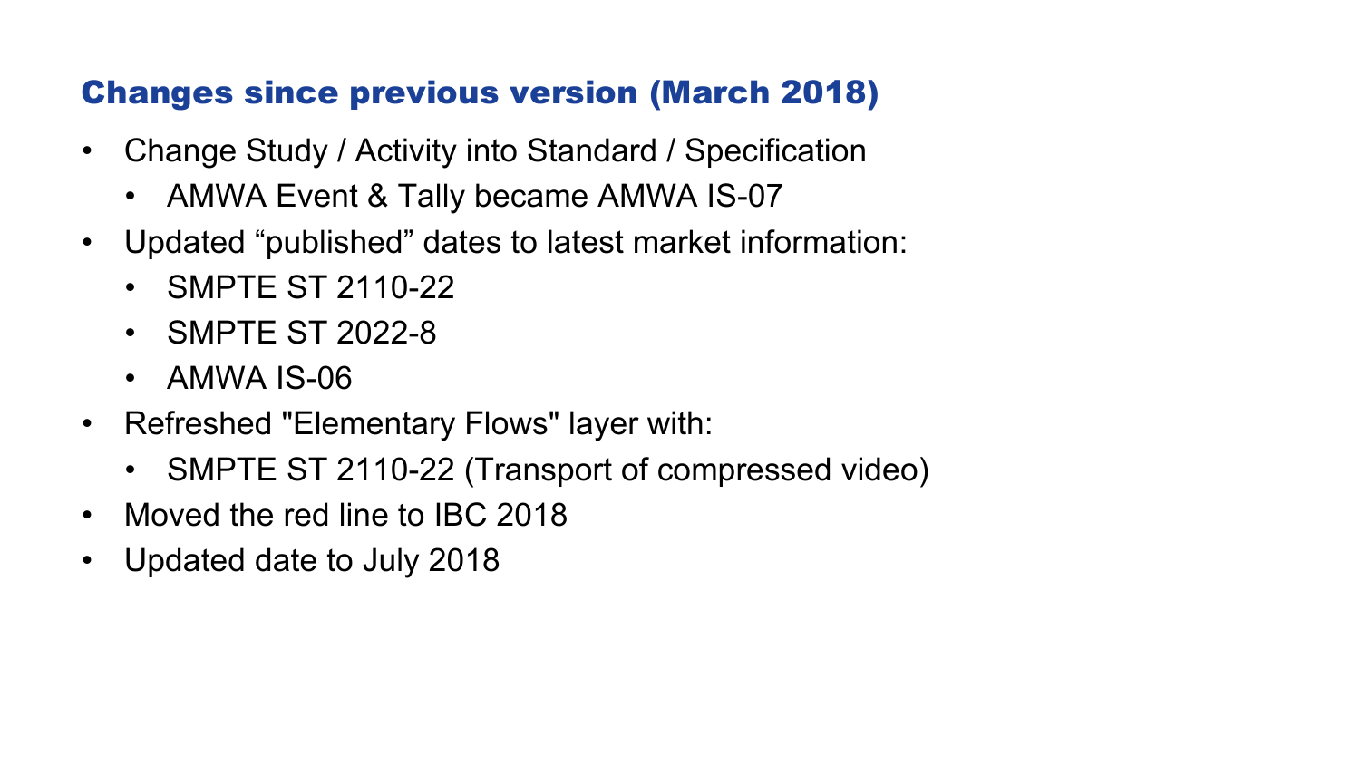## Changes since previous version (March 2018)

- Change Study / Activity into Standard / Specification
  - AMWA Event & Tally became AMWA IS-07
- Updated “published” dates to latest market information:
  - SMPTE ST 2110-22
  - SMPTE ST 2022-8
  - AMWA IS-06
- Refreshed "Elementary Flows" layer with:
  - SMPTE ST 2110-22 (Transport of compressed video)
- Moved the red line to IBC 2018
- Updated date to July 2018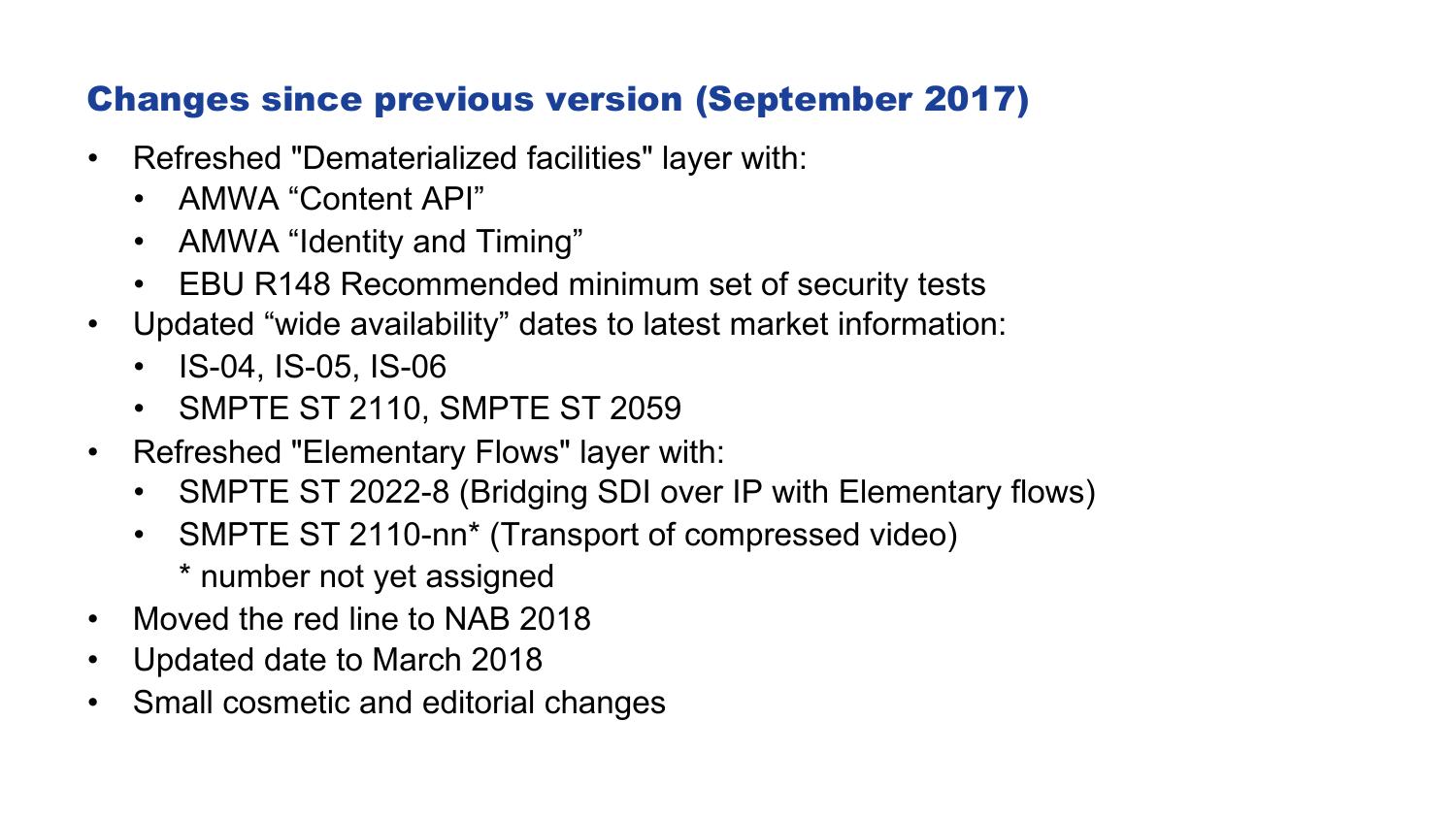## Changes since previous version (September 2017)

- Refreshed "Dematerialized facilities" layer with:
  - AMWA “Content API”
  - AMWA “Identity and Timing”
  - EBU R148 Recommended minimum set of security tests
- Updated “wide availability” dates to latest market information:
  - IS-04, IS-05, IS-06
  - SMPTE ST 2110, SMPTE ST 2059
- Refreshed "Elementary Flows" layer with:
  - SMPTE ST 2022-8 (Bridging SDI over IP with Elementary flows)
  - SMPTE ST 2110-nn* (Transport of compressed video)
    
    \* number not yet assigned
- Moved the red line to NAB 2018
- Updated date to March 2018
- Small cosmetic and editorial changes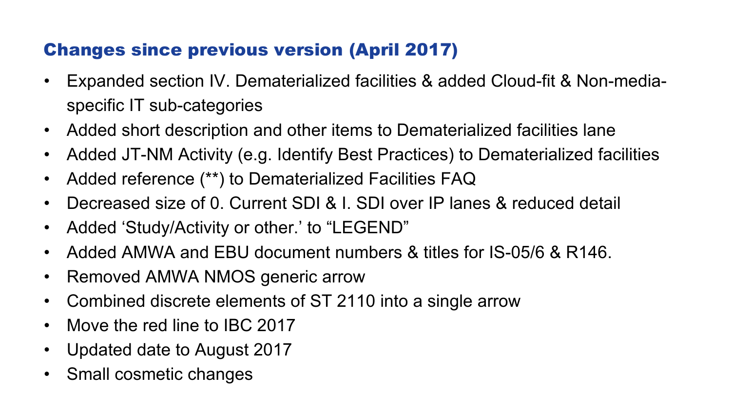## Changes since previous version (April 2017)

- Expanded section IV. Dematerialized facilities & added Cloud-fit & Non-media-specific IT sub-categories
- Added short description and other items to Dematerialized facilities lane
- Added JT-NM Activity (e.g. Identify Best Practices) to Dematerialized facilities
- Added reference (**) to Dematerialized Facilities FAQ
- Decreased size of 0. Current SDI & I. SDI over IP lanes & reduced detail
- Added ‘Study/Activity or other.’ to “LEGEND”
- Added AMWA and EBU document numbers & titles for IS-05/6 & R146.
- Removed AMWA NMOS generic arrow
- Combined discrete elements of ST 2110 into a single arrow
- Move the red line to IBC 2017
- Updated date to August 2017
- Small cosmetic changes